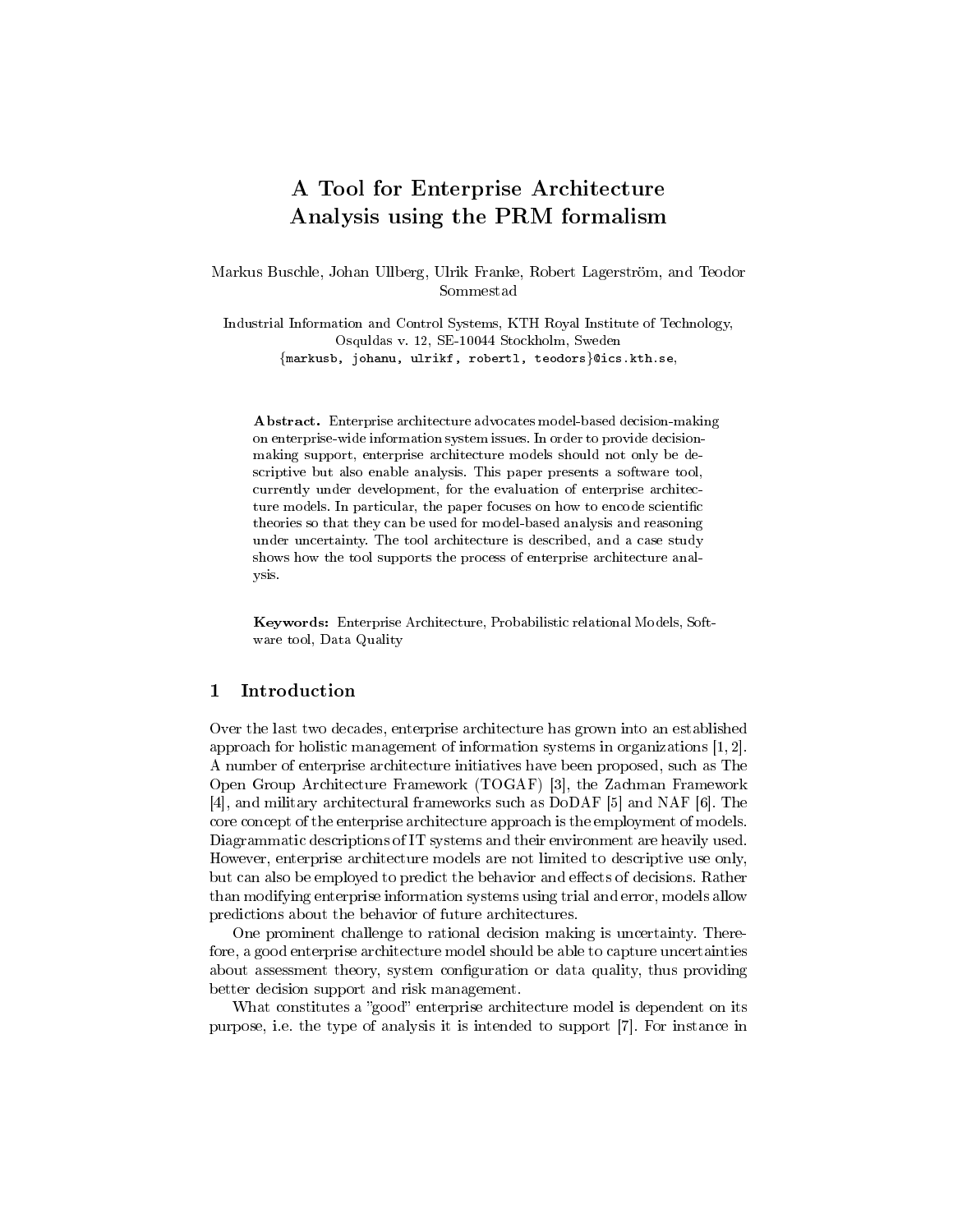# A Tool for Enterprise Architecture Analysis using the PRM formalism

Markus Buschle, Johan Ullberg, Ulrik Franke, Robert Lagerström, and Teodor Sommestad

Industrial Information and Control Systems, KTH Royal Institute of Technology, Osquldas v. 12, SE-10044 Stockholm, Sweden
{markusb, johanu, ulrikf, robertl, teodors}@ics.kth.se,

**Abstract.** Enterprise architecture advocates model-based decision-making on enterprise-wide information system issues. In order to provide decision-making support, enterprise architecture models should not only be descriptive but also enable analysis. This paper presents a software tool, currently under development, for the evaluation of enterprise architecture models. In particular, the paper focuses on how to encode scientific theories so that they can be used for model-based analysis and reasoning under uncertainty. The tool architecture is described, and a case study shows how the tool supports the process of enterprise architecture analysis.

**Keywords:** Enterprise Architecture, Probabilistic relational Models, Software tool, Data Quality

## 1 Introduction

Over the last two decades, enterprise architecture has grown into an established approach for holistic management of information systems in organizations [1, 2]. A number of enterprise architecture initiatives have been proposed, such as The Open Group Architecture Framework (TOGAF) [3], the Zachman Framework [4], and military architectural frameworks such as DoDAF [5] and NAF [6]. The core concept of the enterprise architecture approach is the employment of models. Diagrammatic descriptions of IT systems and their environment are heavily used. However, enterprise architecture models are not limited to descriptive use only, but can also be employed to predict the behavior and effects of decisions. Rather than modifying enterprise information systems using trial and error, models allow predictions about the behavior of future architectures.

One prominent challenge to rational decision making is uncertainty. Therefore, a good enterprise architecture model should be able to capture uncertainties about assessment theory, system configuration or data quality, thus providing better decision support and risk management.

What constitutes a "good" enterprise architecture model is dependent on its purpose, i.e. the type of analysis it is intended to support [7]. For instance in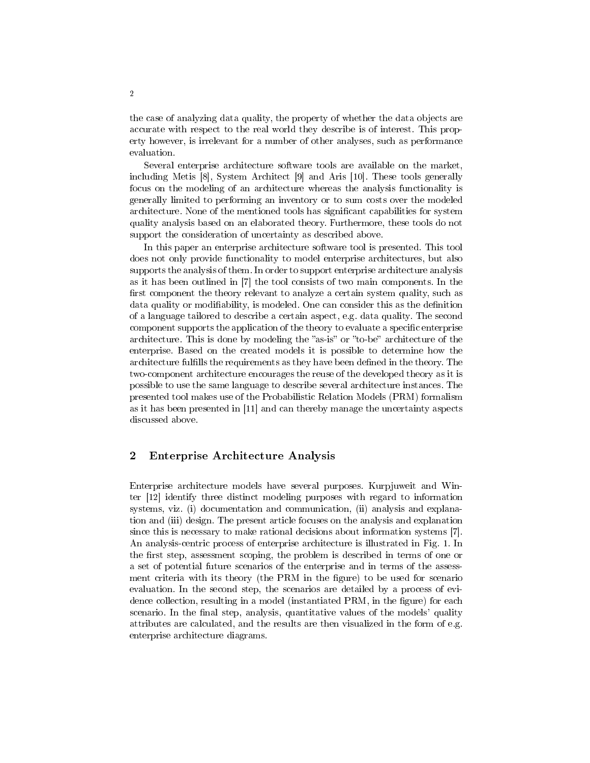the case of analyzing data quality, the property of whether the data objects are accurate with respect to the real world they describe is of interest. This property however, is irrelevant for a number of other analyses, such as performance evaluation.

Several enterprise architecture software tools are available on the market, including Metis [8], System Architect [9] and Aris [10]. These tools generally focus on the modeling of an architecture whereas the analysis functionality is generally limited to performing an inventory or to sum costs over the modeled architecture. None of the mentioned tools has significant capabilities for system quality analysis based on an elaborated theory. Furthermore, these tools do not support the consideration of uncertainty as described above.

In this paper an enterprise architecture software tool is presented. This tool does not only provide functionality to model enterprise architectures, but also supports the analysis of them. In order to support enterprise architecture analysis as it has been outlined in [7] the tool consists of two main components. In the first component the theory relevant to analyze a certain system quality, such as data quality or modifiability, is modeled. One can consider this as the definition of a language tailored to describe a certain aspect, e.g. data quality. The second component supports the application of the theory to evaluate a specific enterprise architecture. This is done by modeling the "as-is" or "to-be" architecture of the enterprise. Based on the created models it is possible to determine how the architecture fulfills the requirements as they have been defined in the theory. The two-component architecture encourages the reuse of the developed theory as it is possible to use the same language to describe several architecture instances. The presented tool makes use of the Probabilistic Relation Models (PRM) formalism as it has been presented in [11] and can thereby manage the uncertainty aspects discussed above.

## 2 Enterprise Architecture Analysis

Enterprise architecture models have several purposes. Kurpjuweit and Winter [12] identify three distinct modeling purposes with regard to information systems, viz. (i) documentation and communication, (ii) analysis and explanation and (iii) design. The present article focuses on the analysis and explanation since this is necessary to make rational decisions about information systems [7]. An analysis-centric process of enterprise architecture is illustrated in Fig. 1. In the first step, assessment scoping, the problem is described in terms of one or a set of potential future scenarios of the enterprise and in terms of the assessment criteria with its theory (the PRM in the figure) to be used for scenario evaluation. In the second step, the scenarios are detailed by a process of evidence collection, resulting in a model (instantiated PRM, in the figure) for each scenario. In the final step, analysis, quantitative values of the models' quality attributes are calculated, and the results are then visualized in the form of e.g. enterprise architecture diagrams.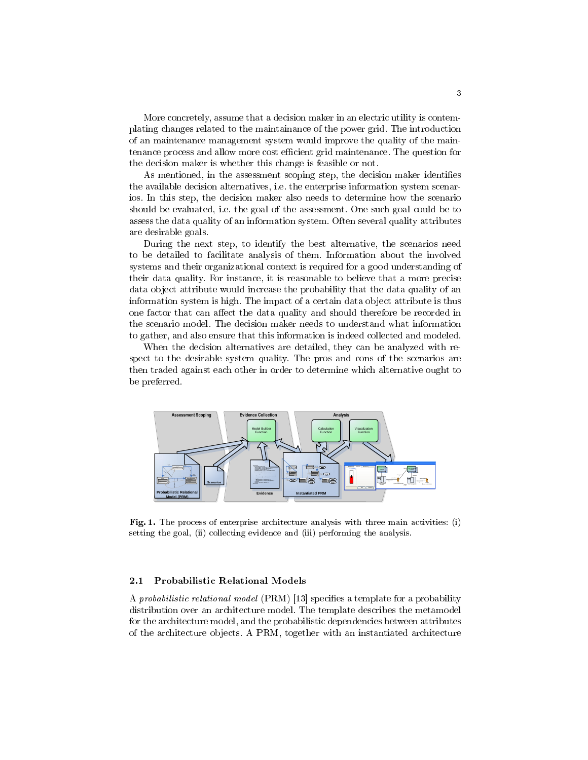More concretely, assume that a decision maker in an electric utility is contemplating changes related to the maintainance of the power grid. The introduction of an maintenance management system would improve the quality of the maintenance process and allow more cost efficient grid maintenance. The question for the decision maker is whether this change is feasible or not.

As mentioned, in the assessment scoping step, the decision maker identifies the available decision alternatives, i.e. the enterprise information system scenarios. In this step, the decision maker also needs to determine how the scenario should be evaluated, i.e. the goal of the assessment. One such goal could be to assess the data quality of an information system. Often several quality attributes are desirable goals.

During the next step, to identify the best alternative, the scenarios need to be detailed to facilitate analysis of them. Information about the involved systems and their organizational context is required for a good understanding of their data quality. For instance, it is reasonable to believe that a more precise data object attribute would increase the probability that the data quality of an information system is high. The impact of a certain data object attribute is thus one factor that can affect the data quality and should therefore be recorded in the scenario model. The decision maker needs to understand what information to gather, and also ensure that this information is indeed collected and modeled.

When the decision alternatives are detailed, they can be analyzed with respect to the desirable system quality. The pros and cons of the scenarios are then traded against each other in order to determine which alternative ought to be preferred.

**Fig. 1.** The process of enterprise architecture analysis with three main activities: (i) setting the goal, (ii) collecting evidence and (iii) performing the analysis.

### 2.1 Probabilistic Relational Models

A *probabilistic relational model* (PRM) [13] specifies a template for a probability distribution over an architecture model. The template describes the metamodel for the architecture model, and the probabilistic dependencies between attributes of the architecture objects. A PRM, together with an instantiated architecture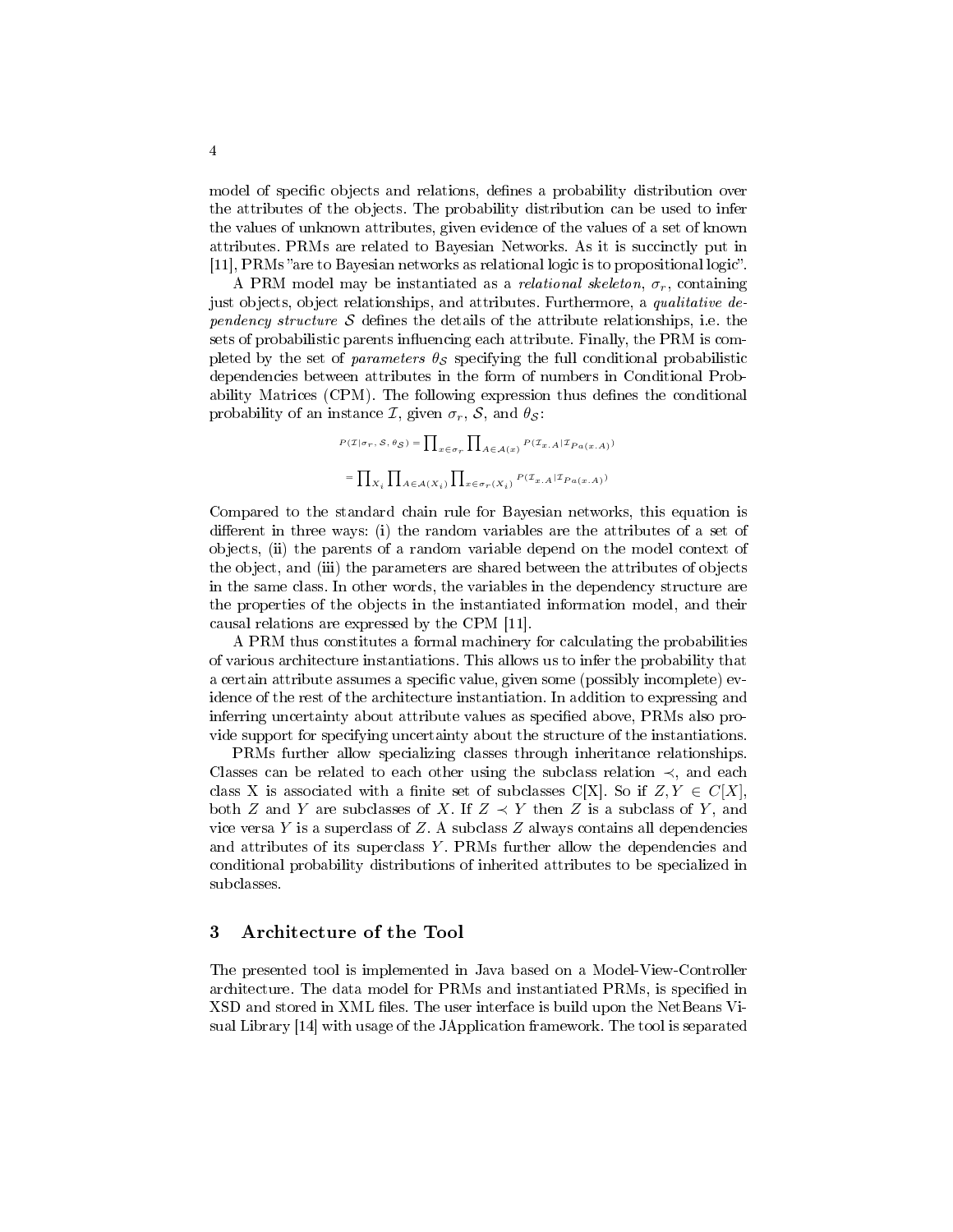model of specific objects and relations, defines a probability distribution over the attributes of the objects. The probability distribution can be used to infer the values of unknown attributes, given evidence of the values of a set of known attributes. PRMs are related to Bayesian Networks. As it is succinctly put in [11], PRMs "are to Bayesian networks as relational logic is to propositional logic".

A PRM model may be instantiated as a *relational skeleton*, $\sigma_r$, containing just objects, object relationships, and attributes. Furthermore, a *qualitative dependency structure* $\mathcal{S}$ defines the details of the attribute relationships, i.e. the sets of probabilistic parents influencing each attribute. Finally, the PRM is completed by the set of *parameters* $\theta_{\mathcal{S}}$ specifying the full conditional probabilistic dependencies between attributes in the form of numbers in Conditional Probability Matrices (CPM). The following expression thus defines the conditional probability of an instance $\mathcal{I}$, given $\sigma_r$, $\mathcal{S}$, and $\theta_{\mathcal{S}}$:

$$P(\mathcal{I}|\sigma_r, \mathcal{S}, \theta_{\mathcal{S}}) = \prod_{x \in \sigma_r} \prod_{A \in \mathcal{A}(x)} P(\mathcal{I}_{x.A}|\mathcal{I}_{Pa(x.A)})$$

$$= \prod_{X_i} \prod_{A \in \mathcal{A}(X_i)} \prod_{x \in \sigma_r(X_i)} P(\mathcal{I}_{x.A}|\mathcal{I}_{Pa(x.A)})$$

Compared to the standard chain rule for Bayesian networks, this equation is different in three ways: (i) the random variables are the attributes of a set of objects, (ii) the parents of a random variable depend on the model context of the object, and (iii) the parameters are shared between the attributes of objects in the same class. In other words, the variables in the dependency structure are the properties of the objects in the instantiated information model, and their causal relations are expressed by the CPM [11].

A PRM thus constitutes a formal machinery for calculating the probabilities of various architecture instantiations. This allows us to infer the probability that a certain attribute assumes a specific value, given some (possibly incomplete) evidence of the rest of the architecture instantiation. In addition to expressing and inferring uncertainty about attribute values as specified above, PRMs also provide support for specifying uncertainty about the structure of the instantiations.

PRMs further allow specializing classes through inheritance relationships. Classes can be related to each other using the subclass relation $\prec$, and each class X is associated with a finite set of subclasses C[X]. So if $Z, Y \in C[X]$, both $Z$ and $Y$ are subclasses of $X$. If $Z \prec Y$ then $Z$ is a subclass of $Y$, and vice versa $Y$ is a superclass of $Z$. A subclass $Z$ always contains all dependencies and attributes of its superclass $Y$. PRMs further allow the dependencies and conditional probability distributions of inherited attributes to be specialized in subclasses.

## 3 Architecture of the Tool

The presented tool is implemented in Java based on a Model-View-Controller architecture. The data model for PRMs and instantiated PRMs, is specified in XSD and stored in XML files. The user interface is build upon the NetBeans Visual Library [14] with usage of the JApplication framework. The tool is separated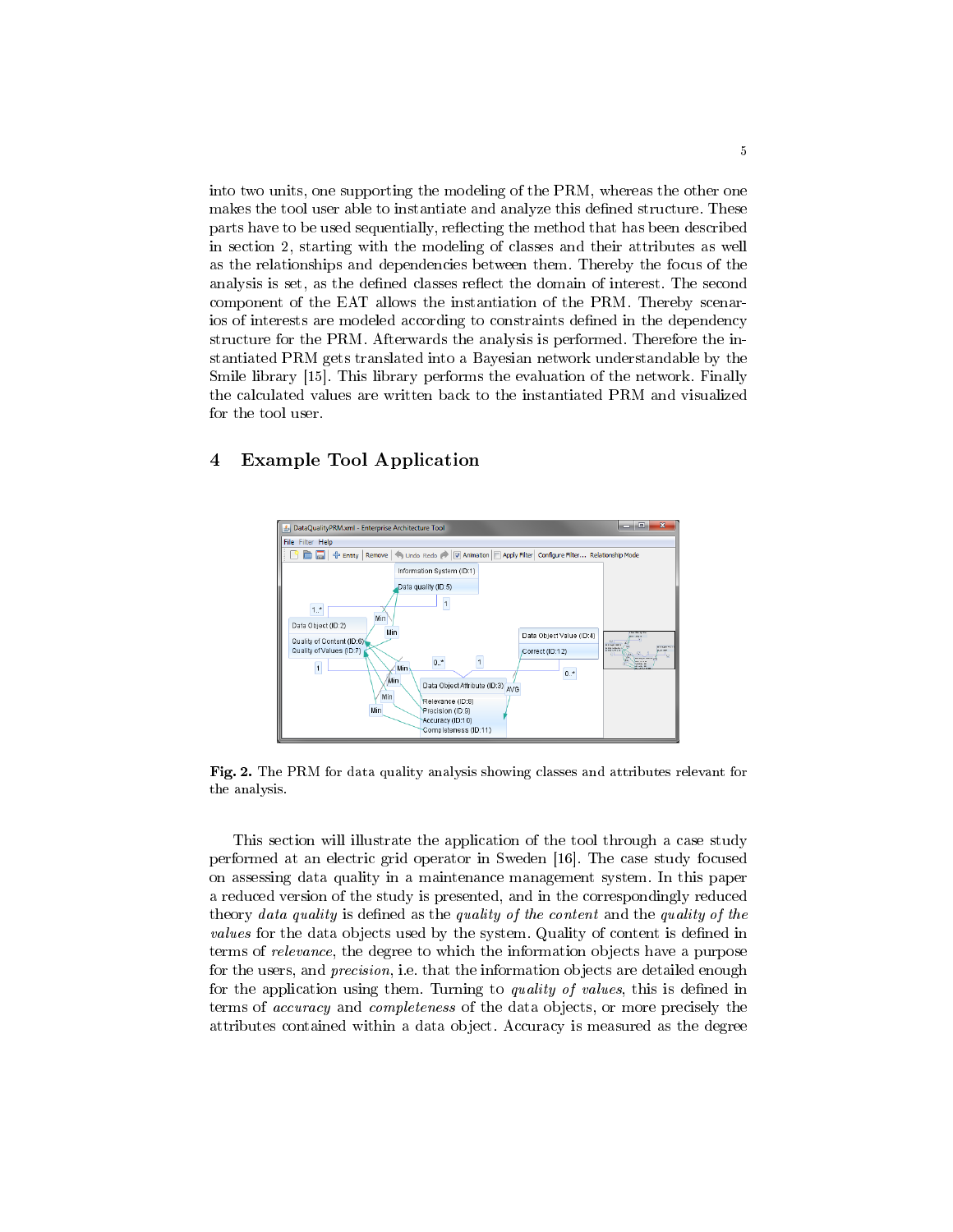into two units, one supporting the modeling of the PRM, whereas the other one makes the tool user able to instantiate and analyze this defined structure. These parts have to be used sequentially, reflecting the method that has been described in section 2, starting with the modeling of classes and their attributes as well as the relationships and dependencies between them. Thereby the focus of the analysis is set, as the defined classes reflect the domain of interest. The second component of the EAT allows the instantiation of the PRM. Thereby scenarios of interests are modeled according to constraints defined in the dependency structure for the PRM. Afterwards the analysis is performed. Therefore the instantiated PRM gets translated into a Bayesian network understandable by the Smile library [15]. This library performs the evaluation of the network. Finally the calculated values are written back to the instantiated PRM and visualized for the tool user.

## 4 Example Tool Application

**Fig. 2.** The PRM for data quality analysis showing classes and attributes relevant for the analysis.

This section will illustrate the application of the tool through a case study performed at an electric grid operator in Sweden [16]. The case study focused on assessing data quality in a maintenance management system. In this paper a reduced version of the study is presented, and in the correspondingly reduced theory *data quality* is defined as the *quality of the content* and the *quality of the values* for the data objects used by the system. Quality of content is defined in terms of *relevance*, the degree to which the information objects have a purpose for the users, and *precision*, i.e. that the information objects are detailed enough for the application using them. Turning to *quality of values*, this is defined in terms of *accuracy* and *completeness* of the data objects, or more precisely the attributes contained within a data object. Accuracy is measured as the degree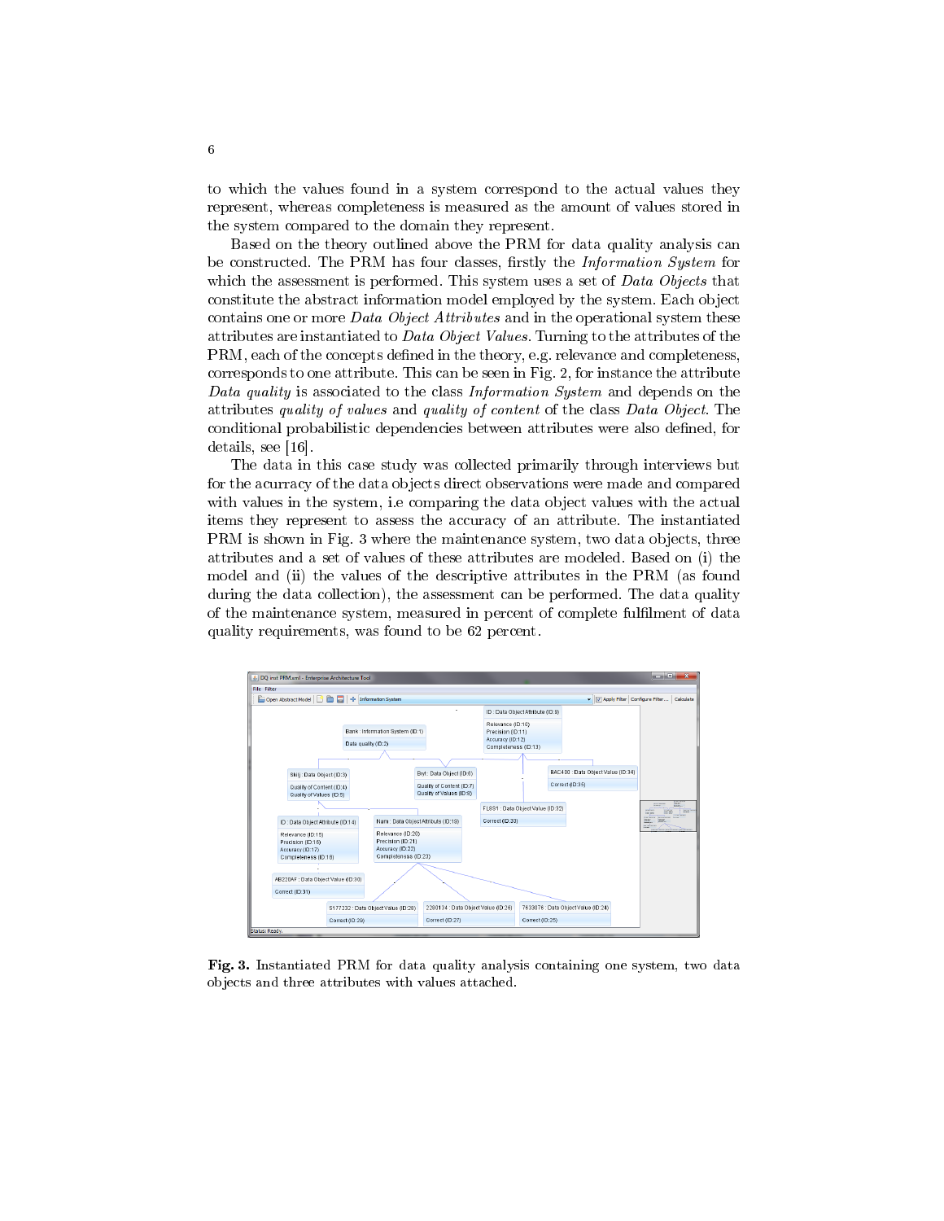to which the values found in a system correspond to the actual values they represent, whereas completeness is measured as the amount of values stored in the system compared to the domain they represent.

Based on the theory outlined above the PRM for data quality analysis can be constructed. The PRM has four classes, firstly the *Information System* for which the assessment is performed. This system uses a set of *Data Objects* that constitute the abstract information model employed by the system. Each object contains one or more *Data Object Attributes* and in the operational system these attributes are instantiated to *Data Object Values*. Turning to the attributes of the PRM, each of the concepts defined in the theory, e.g. relevance and completeness, corresponds to one attribute. This can be seen in Fig. 2, for instance the attribute *Data quality* is associated to the class *Information System* and depends on the attributes *quality of values* and *quality of content* of the class *Data Object*. The conditional probabilistic dependencies between attributes were also defined, for details, see [16].

The data in this case study was collected primarily through interviews but for the acurracy of the data objects direct observations were made and compared with values in the system, i.e comparing the data object values with the actual items they represent to assess the accuracy of an attribute. The instantiated PRM is shown in Fig. 3 where the maintenance system, two data objects, three attributes and a set of values of these attributes are modeled. Based on (i) the model and (ii) the values of the descriptive attributes in the PRM (as found during the data collection), the assessment can be performed. The data quality of the maintenance system, measured in percent of complete fulfilment of data quality requirements, was found to be 62 percent.

**Fig. 3.** Instantiated PRM for data quality analysis containing one system, two data objects and three attributes with values attached.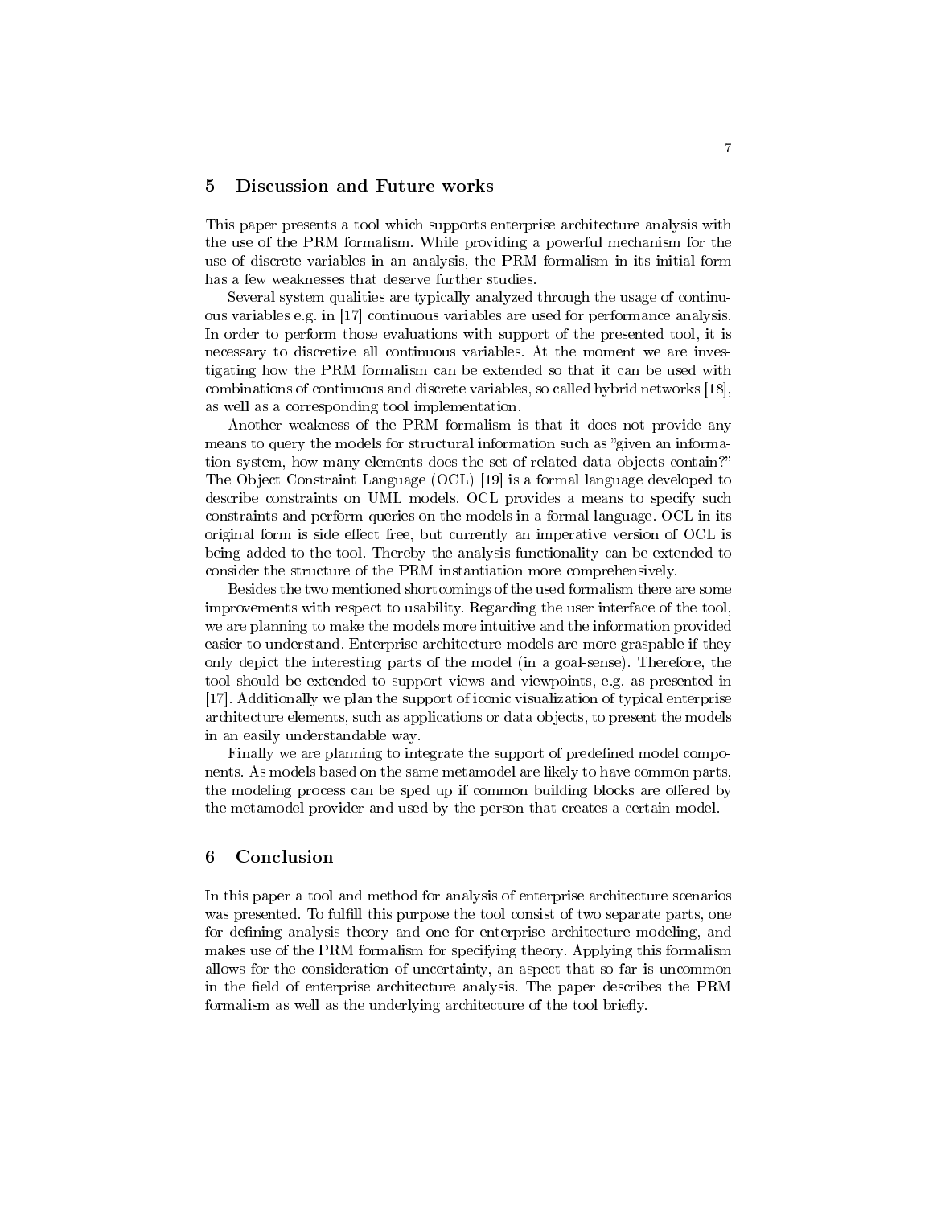## 5 Discussion and Future works

This paper presents a tool which supports enterprise architecture analysis with the use of the PRM formalism. While providing a powerful mechanism for the use of discrete variables in an analysis, the PRM formalism in its initial form has a few weaknesses that deserve further studies.

Several system qualities are typically analyzed through the usage of continuous variables e.g. in [17] continuous variables are used for performance analysis. In order to perform those evaluations with support of the presented tool, it is necessary to discretize all continuous variables. At the moment we are investigating how the PRM formalism can be extended so that it can be used with combinations of continuous and discrete variables, so called hybrid networks [18], as well as a corresponding tool implementation.

Another weakness of the PRM formalism is that it does not provide any means to query the models for structural information such as "given an information system, how many elements does the set of related data objects contain?" The Object Constraint Language (OCL) [19] is a formal language developed to describe constraints on UML models. OCL provides a means to specify such constraints and perform queries on the models in a formal language. OCL in its original form is side effect free, but currently an imperative version of OCL is being added to the tool. Thereby the analysis functionality can be extended to consider the structure of the PRM instantiation more comprehensively.

Besides the two mentioned shortcomings of the used formalism there are some improvements with respect to usability. Regarding the user interface of the tool, we are planning to make the models more intuitive and the information provided easier to understand. Enterprise architecture models are more graspable if they only depict the interesting parts of the model (in a goal-sense). Therefore, the tool should be extended to support views and viewpoints, e.g. as presented in [17]. Additionally we plan the support of iconic visualization of typical enterprise architecture elements, such as applications or data objects, to present the models in an easily understandable way.

Finally we are planning to integrate the support of predefined model components. As models based on the same metamodel are likely to have common parts, the modeling process can be sped up if common building blocks are offered by the metamodel provider and used by the person that creates a certain model.

## 6 Conclusion

In this paper a tool and method for analysis of enterprise architecture scenarios was presented. To fulfill this purpose the tool consist of two separate parts, one for defining analysis theory and one for enterprise architecture modeling, and makes use of the PRM formalism for specifying theory. Applying this formalism allows for the consideration of uncertainty, an aspect that so far is uncommon in the field of enterprise architecture analysis. The paper describes the PRM formalism as well as the underlying architecture of the tool briefly.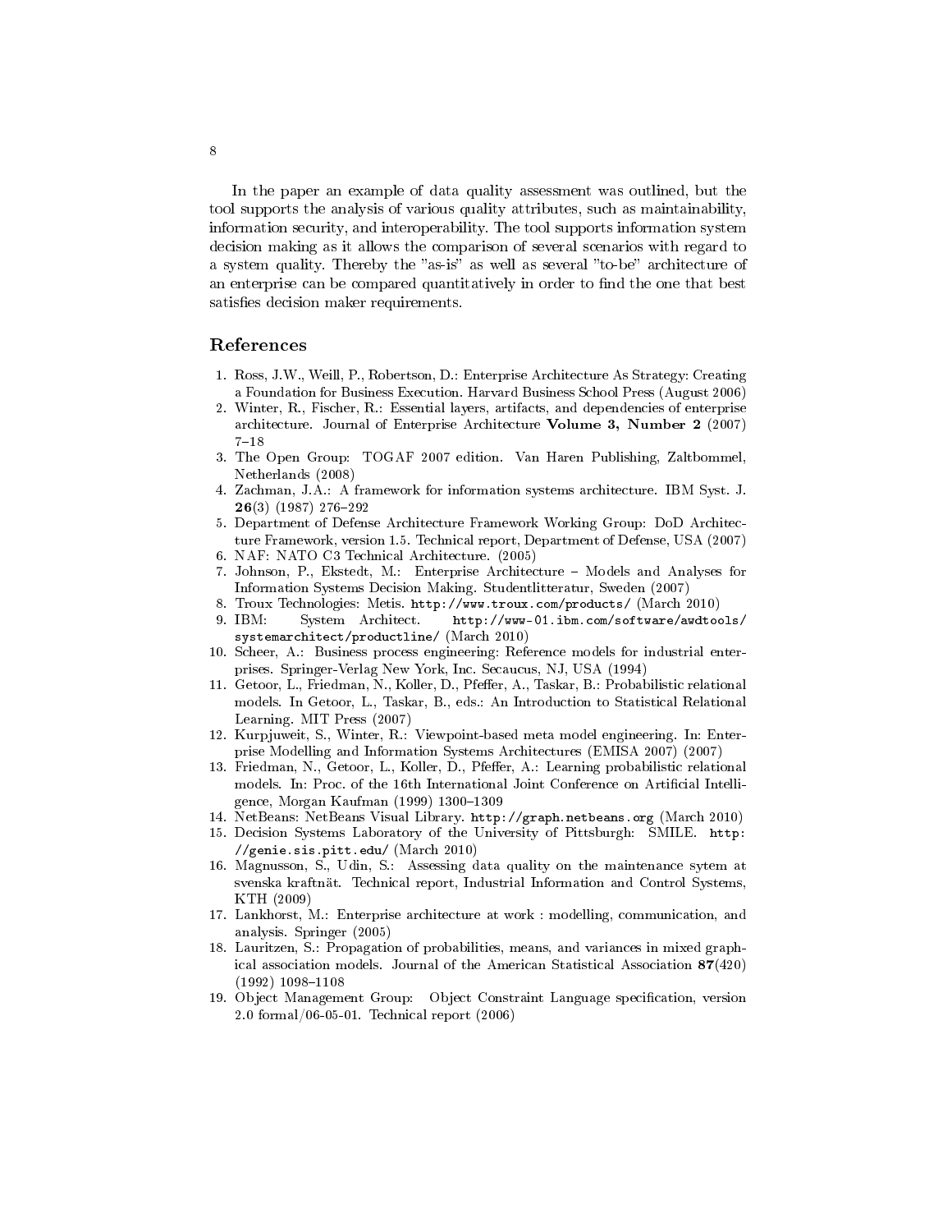In the paper an example of data quality assessment was outlined, but the tool supports the analysis of various quality attributes, such as maintainability, information security, and interoperability. The tool supports information system decision making as it allows the comparison of several scenarios with regard to a system quality. Thereby the "as-is" as well as several "to-be" architecture of an enterprise can be compared quantitatively in order to find the one that best satisfies decision maker requirements.

## References

1. Ross, J.W., Weill, P., Robertson, D.: Enterprise Architecture As Strategy: Creating a Foundation for Business Execution. Harvard Business School Press (August 2006)
2. Winter, R., Fischer, R.: Essential layers, artifacts, and dependencies of enterprise architecture. Journal of Enterprise Architecture **Volume 3, Number 2** (2007) 7–18
3. The Open Group: TOGAF 2007 edition. Van Haren Publishing, Zaltbommel, Netherlands (2008)
4. Zachman, J.A.: A framework for information systems architecture. IBM Syst. J. **26**(3) (1987) 276–292
5. Department of Defense Architecture Framework Working Group: DoD Architecture Framework, version 1.5. Technical report, Department of Defense, USA (2007)
6. NAF: NATO C3 Technical Architecture. (2005)
7. Johnson, P., Ekstedt, M.: Enterprise Architecture – Models and Analyses for Information Systems Decision Making. Studentlitteratur, Sweden (2007)
8. Troux Technologies: Metis. `http://www.troux.com/products/` (March 2010)
9. IBM: System Architect. `http://www-01.ibm.com/software/awdtools/systemarchitect/productline/` (March 2010)
10. Scheer, A.: Business process engineering: Reference models for industrial enterprises. Springer-Verlag New York, Inc. Secaucus, NJ, USA (1994)
11. Getoor, L., Friedman, N., Koller, D., Pfeffer, A., Taskar, B.: Probabilistic relational models. In Getoor, L., Taskar, B., eds.: An Introduction to Statistical Relational Learning. MIT Press (2007)
12. Kurpjuweit, S., Winter, R.: Viewpoint-based meta model engineering. In: Enterprise Modelling and Information Systems Architectures (EMISA 2007) (2007)
13. Friedman, N., Getoor, L., Koller, D., Pfeffer, A.: Learning probabilistic relational models. In: Proc. of the 16th International Joint Conference on Artificial Intelligence, Morgan Kaufman (1999) 1300–1309
14. NetBeans: NetBeans Visual Library. `http://graph.netbeans.org` (March 2010)
15. Decision Systems Laboratory of the University of Pittsburgh: SMILE. `http://genie.sis.pitt.edu/` (March 2010)
16. Magnusson, S., Udin, S.: Assessing data quality on the maintenance sytem at svenska kraftnät. Technical report, Industrial Information and Control Systems, KTH (2009)
17. Lankhorst, M.: Enterprise architecture at work : modelling, communication, and analysis. Springer (2005)
18. Lauritzen, S.: Propagation of probabilities, means, and variances in mixed graphical association models. Journal of the American Statistical Association **87**(420) (1992) 1098–1108
19. Object Management Group: Object Constraint Language specification, version 2.0 formal/06-05-01. Technical report (2006)